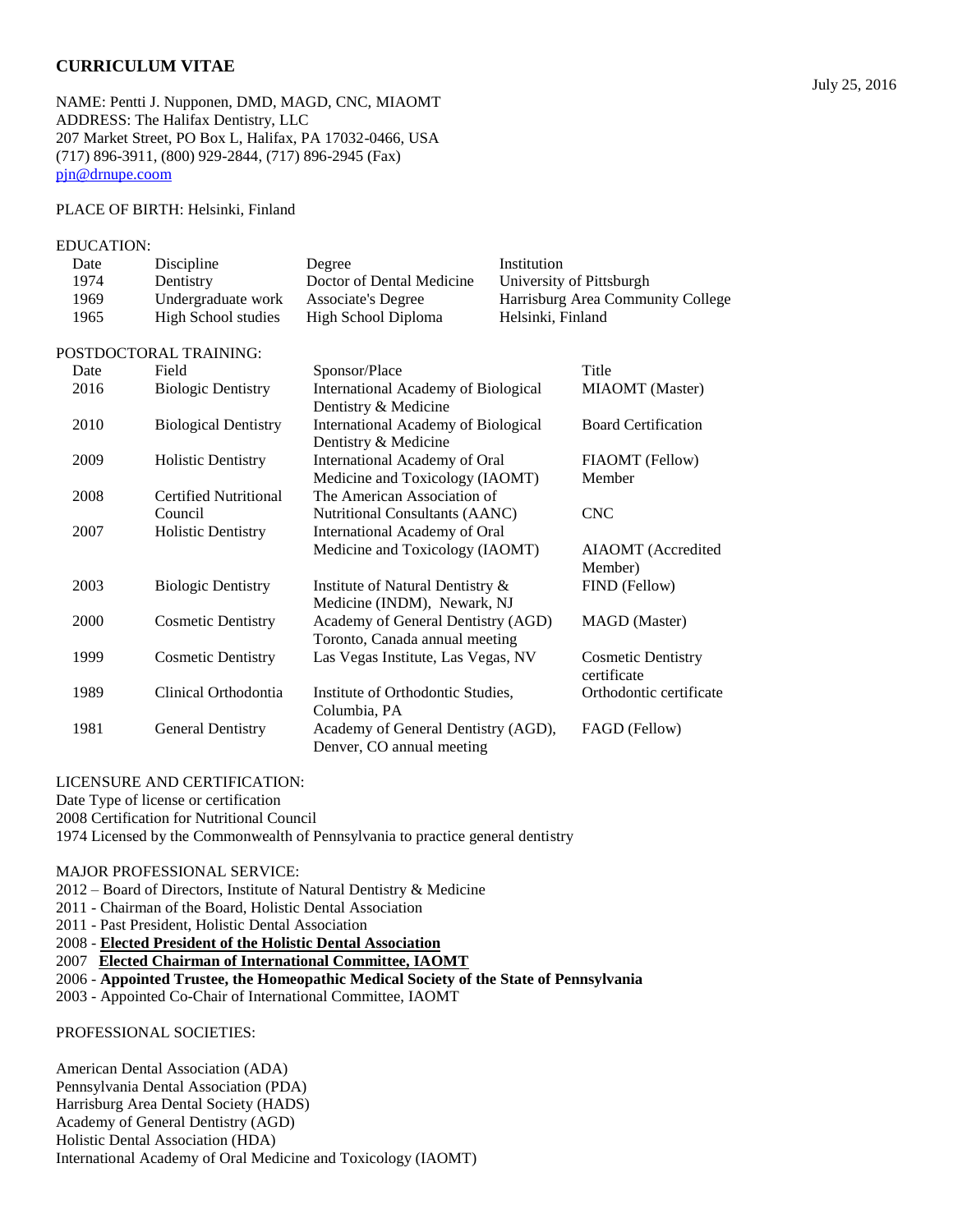# CURRICULUM VITAE

July 25, 2016

NAME: Pentti J. Nupponen, DMD, MAGD, CNC, MIAOMT
ADDRESS: The Halifax Dentistry, LLC
207 Market Street, PO Box L, Halifax, PA 17032-0466, USA
(717) 896-3911, (800) 929-2844, (717) 896-2945 (Fax)
pjn@drnupe.coom

PLACE OF BIRTH: Helsinki, Finland

EDUCATION:

| Date | Discipline | Degree | Institution |
|---|---|---|---|
| 1974 | Dentistry | Doctor of Dental Medicine | University of Pittsburgh |
| 1969 | Undergraduate work | Associate's Degree | Harrisburg Area Community College |
| 1965 | High School studies | High School Diploma | Helsinki, Finland |

POSTDOCTORAL TRAINING:

| Date | Field | Sponsor/Place | Title |
|---|---|---|---|
| 2016 | Biologic Dentistry | International Academy of Biological Dentistry & Medicine | MIAOMT (Master) |
| 2010 | Biological Dentistry | International Academy of Biological Dentistry & Medicine | Board Certification |
| 2009 | Holistic Dentistry | International Academy of Oral Medicine and Toxicology (IAOMT) | FIAOMT (Fellow) Member |
| 2008 | Certified Nutritional Council | The American Association of Nutritional Consultants (AANC) | CNC |
| 2007 | Holistic Dentistry | International Academy of Oral Medicine and Toxicology (IAOMT) | AIAOMT (Accredited Member) |
| 2003 | Biologic Dentistry | Institute of Natural Dentistry & Medicine (INDM), Newark, NJ | FIND (Fellow) |
| 2000 | Cosmetic Dentistry | Academy of General Dentistry (AGD) Toronto, Canada annual meeting | MAGD (Master) |
| 1999 | Cosmetic Dentistry | Las Vegas Institute, Las Vegas, NV | Cosmetic Dentistry certificate |
| 1989 | Clinical Orthodontia | Institute of Orthodontic Studies, Columbia, PA | Orthodontic certificate |
| 1981 | General Dentistry | Academy of General Dentistry (AGD), Denver, CO annual meeting | FAGD (Fellow) |

LICENSURE AND CERTIFICATION:
Date Type of license or certification
2008 Certification for Nutritional Council
1974 Licensed by the Commonwealth of Pennsylvania to practice general dentistry

MAJOR PROFESSIONAL SERVICE:
2012 – Board of Directors, Institute of Natural Dentistry & Medicine
2011 - Chairman of the Board, Holistic Dental Association
2011 - Past President, Holistic Dental Association
2008 - **Elected President of the Holistic Dental Association**
2007 **Elected Chairman of International Committee, IAOMT**
2006 - **Appointed Trustee, the Homeopathic Medical Society of the State of Pennsylvania**
2003 - Appointed Co-Chair of International Committee, IAOMT

PROFESSIONAL SOCIETIES:

American Dental Association (ADA)
Pennsylvania Dental Association (PDA)
Harrisburg Area Dental Society (HADS)
Academy of General Dentistry (AGD)
Holistic Dental Association (HDA)
International Academy of Oral Medicine and Toxicology (IAOMT)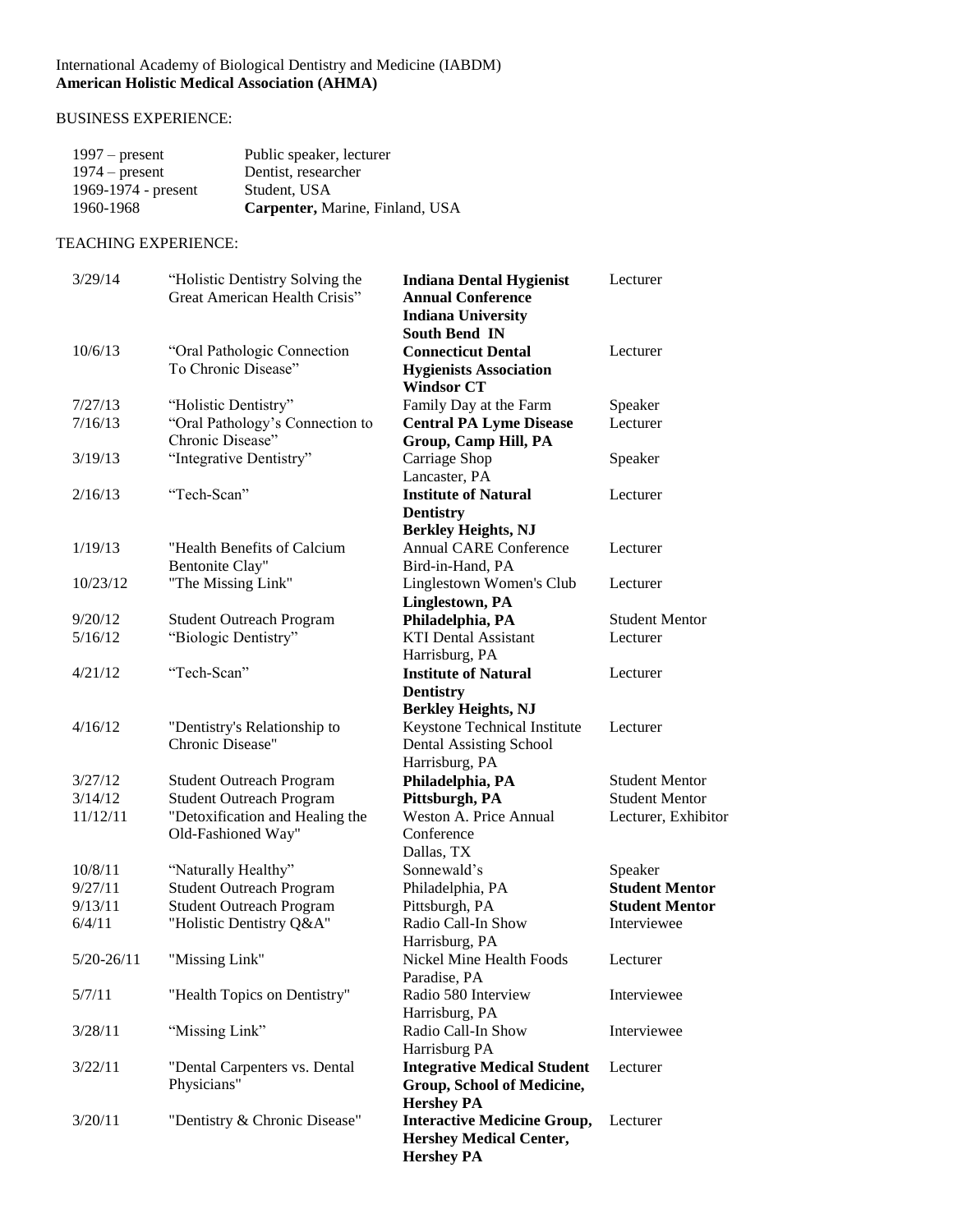International Academy of Biological Dentistry and Medicine (IABDM)
**American Holistic Medical Association (AHMA)**

BUSINESS EXPERIENCE:

| | |
|---|---|
| 1997 – present | Public speaker, lecturer |
| 1974 – present | Dentist, researcher |
| 1969-1974 - present | Student, USA |
| 1960-1968 | **Carpenter,** Marine, Finland, USA |

TEACHING EXPERIENCE:

| | | | |
|---|---|---|---|
| 3/29/14 | "Holistic Dentistry Solving the Great American Health Crisis" | **Indiana Dental Hygienist Annual Conference Indiana University South Bend IN** | Lecturer |
| 10/6/13 | "Oral Pathologic Connection To Chronic Disease" | **Connecticut Dental Hygienists Association Windsor CT** | Lecturer |
| 7/27/13 | "Holistic Dentistry" | Family Day at the Farm | Speaker |
| 7/16/13 | "Oral Pathology's Connection to Chronic Disease" | **Central PA Lyme Disease Group, Camp Hill, PA** | Lecturer |
| 3/19/13 | "Integrative Dentistry" | Carriage Shop Lancaster, PA | Speaker |
| 2/16/13 | "Tech-Scan" | **Institute of Natural Dentistry Berkley Heights, NJ** | Lecturer |
| 1/19/13 | "Health Benefits of Calcium Bentonite Clay" | Annual CARE Conference Bird-in-Hand, PA | Lecturer |
| 10/23/12 | "The Missing Link" | Linglestown Women's Club **Linglestown, PA** | Lecturer |
| 9/20/12 | Student Outreach Program | **Philadelphia, PA** | Student Mentor |
| 5/16/12 | "Biologic Dentistry" | KTI Dental Assistant Harrisburg, PA | Lecturer |
| 4/21/12 | "Tech-Scan" | **Institute of Natural Dentistry Berkley Heights, NJ** | Lecturer |
| 4/16/12 | "Dentistry's Relationship to Chronic Disease" | Keystone Technical Institute Dental Assisting School Harrisburg, PA | Lecturer |
| 3/27/12 | Student Outreach Program | **Philadelphia, PA** | Student Mentor |
| 3/14/12 | Student Outreach Program | **Pittsburgh, PA** | Student Mentor |
| 11/12/11 | "Detoxification and Healing the Old-Fashioned Way" | Weston A. Price Annual Conference Dallas, TX | Lecturer, Exhibitor |
| 10/8/11 | "Naturally Healthy" | Sonnewald's | Speaker |
| 9/27/11 | Student Outreach Program | Philadelphia, PA | **Student Mentor** |
| 9/13/11 | Student Outreach Program | Pittsburgh, PA | **Student Mentor** |
| 6/4/11 | "Holistic Dentistry Q&A" | Radio Call-In Show Harrisburg, PA | Interviewee |
| 5/20-26/11 | "Missing Link" | Nickel Mine Health Foods Paradise, PA | Lecturer |
| 5/7/11 | "Health Topics on Dentistry" | Radio 580 Interview Harrisburg, PA | Interviewee |
| 3/28/11 | "Missing Link" | Radio Call-In Show Harrisburg PA | Interviewee |
| 3/22/11 | "Dental Carpenters vs. Dental Physicians" | **Integrative Medical Student Group, School of Medicine, Hershey PA** | Lecturer |
| 3/20/11 | "Dentistry & Chronic Disease" | **Interactive Medicine Group, Hershey Medical Center, Hershey PA** | Lecturer |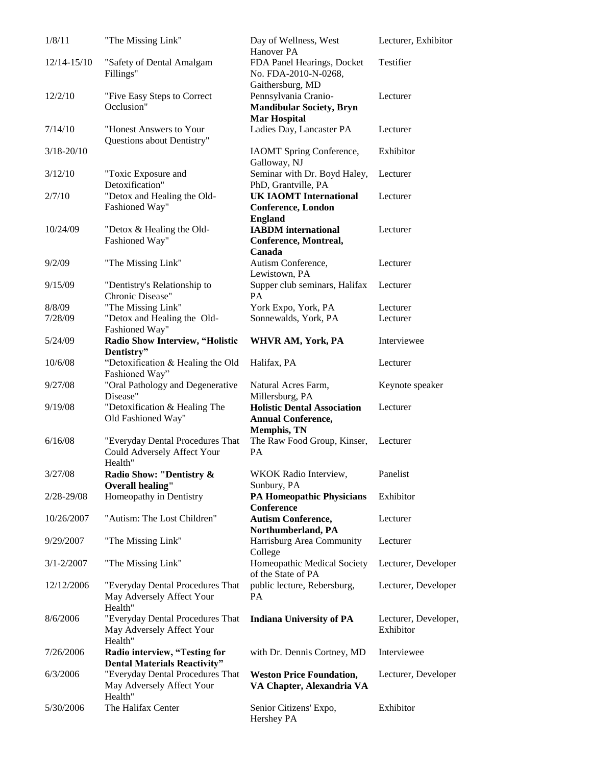| | | | |
|---|---|---|---|
| 1/8/11 | "The Missing Link" | Day of Wellness, West Hanover PA | Lecturer, Exhibitor |
| 12/14-15/10 | "Safety of Dental Amalgam Fillings" | FDA Panel Hearings, Docket No. FDA-2010-N-0268, Gaithersburg, MD | Testifier |
| 12/2/10 | "Five Easy Steps to Correct Occlusion" | Pennsylvania Cranio-**Mandibular Society, Bryn Mar Hospital** | Lecturer |
| 7/14/10 | "Honest Answers to Your Questions about Dentistry" | Ladies Day, Lancaster PA | Lecturer |
| 3/18-20/10 | | IAOMT Spring Conference, Galloway, NJ | Exhibitor |
| 3/12/10 | "Toxic Exposure and Detoxification" | Seminar with Dr. Boyd Haley, PhD, Grantville, PA | Lecturer |
| 2/7/10 | "Detox and Healing the Old-Fashioned Way" | **UK IAOMT International Conference, London England** | Lecturer |
| 10/24/09 | "Detox & Healing the Old-Fashioned Way" | **IABDM international Conference, Montreal, Canada** | Lecturer |
| 9/2/09 | "The Missing Link" | Autism Conference, Lewistown, PA | Lecturer |
| 9/15/09 | "Dentistry's Relationship to Chronic Disease" | Supper club seminars, Halifax PA | Lecturer |
| 8/8/09 | "The Missing Link" | York Expo, York, PA | Lecturer |
| 7/28/09 | "Detox and Healing the Old-Fashioned Way" | Sonnewalds, York, PA | Lecturer |
| 5/24/09 | **Radio Show Interview, "Holistic Dentistry"** | **WHVR AM, York, PA** | Interviewee |
| 10/6/08 | "Detoxification & Healing the Old Fashioned Way" | Halifax, PA | Lecturer |
| 9/27/08 | "Oral Pathology and Degenerative Disease" | Natural Acres Farm, Millersburg, PA | Keynote speaker |
| 9/19/08 | "Detoxification & Healing The Old Fashioned Way" | **Holistic Dental Association Annual Conference, Memphis, TN** | Lecturer |
| 6/16/08 | "Everyday Dental Procedures That Could Adversely Affect Your Health" | The Raw Food Group, Kinser, PA | Lecturer |
| 3/27/08 | **Radio Show: "Dentistry & Overall healing"** | WKOK Radio Interview, Sunbury, PA | Panelist |
| 2/28-29/08 | Homeopathy in Dentistry | **PA Homeopathic Physicians Conference** | Exhibitor |
| 10/26/2007 | "Autism: The Lost Children" | **Autism Conference, Northumberland, PA** | Lecturer |
| 9/29/2007 | "The Missing Link" | Harrisburg Area Community College | Lecturer |
| 3/1-2/2007 | "The Missing Link" | Homeopathic Medical Society of the State of PA | Lecturer, Developer |
| 12/12/2006 | "Everyday Dental Procedures That May Adversely Affect Your Health" | public lecture, Rebersburg, PA | Lecturer, Developer |
| 8/6/2006 | "Everyday Dental Procedures That May Adversely Affect Your Health" | **Indiana University of PA** | Lecturer, Developer, Exhibitor |
| 7/26/2006 | **Radio interview, "Testing for Dental Materials Reactivity"** | with Dr. Dennis Cortney, MD | Interviewee |
| 6/3/2006 | "Everyday Dental Procedures That May Adversely Affect Your Health" | **Weston Price Foundation, VA Chapter, Alexandria VA** | Lecturer, Developer |
| 5/30/2006 | The Halifax Center | Senior Citizens' Expo, Hershey PA | Exhibitor |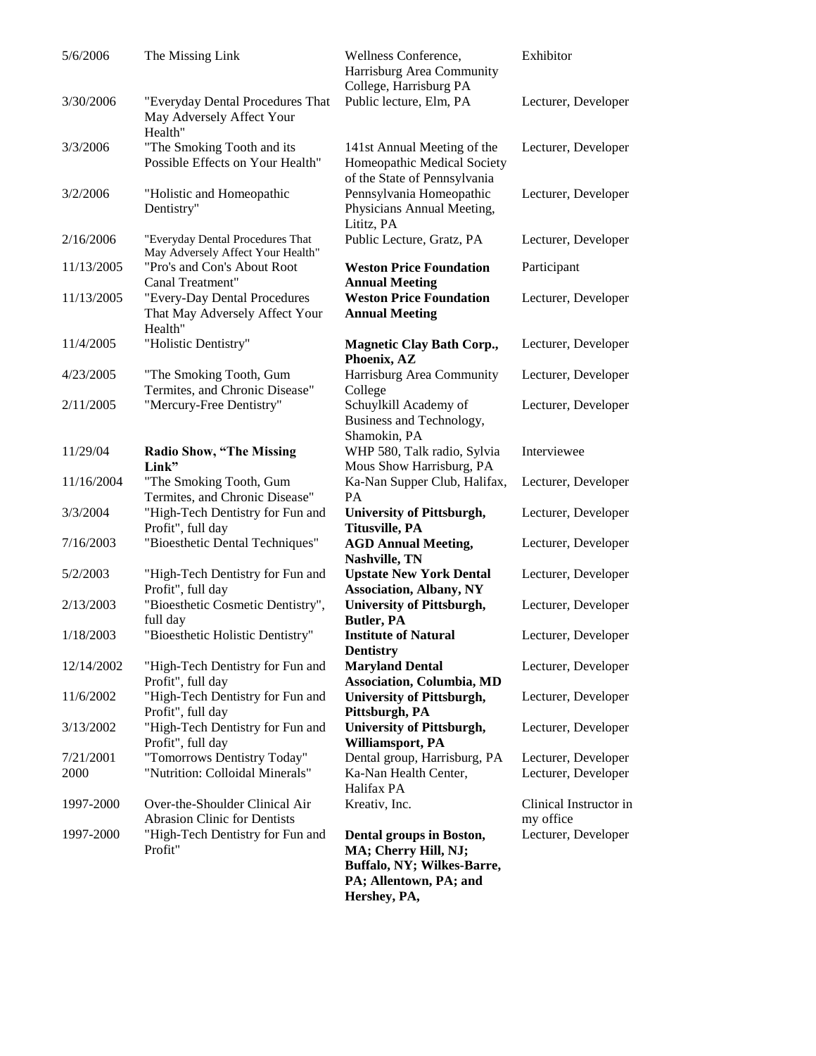| | | | |
|---|---|---|---|
| 5/6/2006 | The Missing Link | Wellness Conference, Harrisburg Area Community College, Harrisburg PA | Exhibitor |
| 3/30/2006 | "Everyday Dental Procedures That May Adversely Affect Your Health" | Public lecture, Elm, PA | Lecturer, Developer |
| 3/3/2006 | "The Smoking Tooth and its Possible Effects on Your Health" | 141st Annual Meeting of the Homeopathic Medical Society of the State of Pennsylvania | Lecturer, Developer |
| 3/2/2006 | "Holistic and Homeopathic Dentistry" | Pennsylvania Homeopathic Physicians Annual Meeting, Lititz, PA | Lecturer, Developer |
| 2/16/2006 | "Everyday Dental Procedures That May Adversely Affect Your Health" | Public Lecture, Gratz, PA | Lecturer, Developer |
| 11/13/2005 | "Pro's and Con's About Root Canal Treatment" | **Weston Price Foundation Annual Meeting** | Participant |
| 11/13/2005 | "Every-Day Dental Procedures That May Adversely Affect Your Health" | **Weston Price Foundation Annual Meeting** | Lecturer, Developer |
| 11/4/2005 | "Holistic Dentistry" | **Magnetic Clay Bath Corp., Phoenix, AZ** | Lecturer, Developer |
| 4/23/2005 | "The Smoking Tooth, Gum Termites, and Chronic Disease" | Harrisburg Area Community College | Lecturer, Developer |
| 2/11/2005 | "Mercury-Free Dentistry" | Schuylkill Academy of Business and Technology, Shamokin, PA | Lecturer, Developer |
| 11/29/04 | **Radio Show, "The Missing Link"** | WHP 580, Talk radio, Sylvia Mous Show Harrisburg, PA | Interviewee |
| 11/16/2004 | "The Smoking Tooth, Gum Termites, and Chronic Disease" | Ka-Nan Supper Club, Halifax, PA | Lecturer, Developer |
| 3/3/2004 | "High-Tech Dentistry for Fun and Profit", full day | **University of Pittsburgh, Titusville, PA** | Lecturer, Developer |
| 7/16/2003 | "Bioesthetic Dental Techniques" | **AGD Annual Meeting, Nashville, TN** | Lecturer, Developer |
| 5/2/2003 | "High-Tech Dentistry for Fun and Profit", full day | **Upstate New York Dental Association, Albany, NY** | Lecturer, Developer |
| 2/13/2003 | "Bioesthetic Cosmetic Dentistry", full day | **University of Pittsburgh, Butler, PA** | Lecturer, Developer |
| 1/18/2003 | "Bioesthetic Holistic Dentistry" | **Institute of Natural Dentistry** | Lecturer, Developer |
| 12/14/2002 | "High-Tech Dentistry for Fun and Profit", full day | **Maryland Dental Association, Columbia, MD** | Lecturer, Developer |
| 11/6/2002 | "High-Tech Dentistry for Fun and Profit", full day | **University of Pittsburgh, Pittsburgh, PA** | Lecturer, Developer |
| 3/13/2002 | "High-Tech Dentistry for Fun and Profit", full day | **University of Pittsburgh, Williamsport, PA** | Lecturer, Developer |
| 7/21/2001 | "Tomorrows Dentistry Today" | Dental group, Harrisburg, PA | Lecturer, Developer |
| 2000 | "Nutrition: Colloidal Minerals" | Ka-Nan Health Center, Halifax PA | Lecturer, Developer |
| 1997-2000 | Over-the-Shoulder Clinical Air Abrasion Clinic for Dentists | Kreativ, Inc. | Clinical Instructor in my office |
| 1997-2000 | "High-Tech Dentistry for Fun and Profit" | **Dental groups in Boston, MA; Cherry Hill, NJ; Buffalo, NY; Wilkes-Barre, PA; Allentown, PA; and Hershey, PA,** | Lecturer, Developer |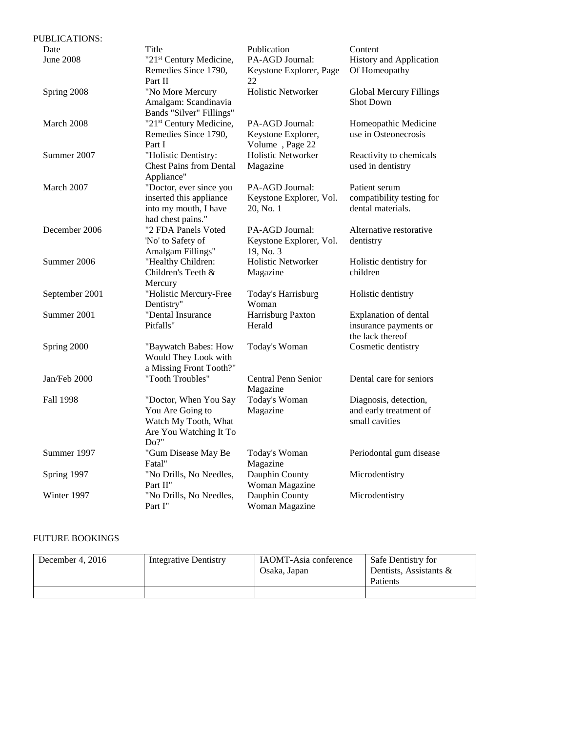PUBLICATIONS:

| Date | Title | Publication | Content |
|---|---|---|---|
| June 2008 | "21st Century Medicine, Remedies Since 1790, Part II | PA-AGD Journal: Keystone Explorer, Page 22 | History and Application Of Homeopathy |
| Spring 2008 | "No More Mercury Amalgam: Scandinavia Bands "Silver" Fillings" | Holistic Networker | Global Mercury Fillings Shot Down |
| March 2008 | "21st Century Medicine, Remedies Since 1790, Part I | PA-AGD Journal: Keystone Explorer, Volume , Page 22 | Homeopathic Medicine use in Osteonecrosis |
| Summer 2007 | "Holistic Dentistry: Chest Pains from Dental Appliance" | Holistic Networker Magazine | Reactivity to chemicals used in dentistry |
| March 2007 | "Doctor, ever since you inserted this appliance into my mouth, I have had chest pains." | PA-AGD Journal: Keystone Explorer, Vol. 20, No. 1 | Patient serum compatibility testing for dental materials. |
| December 2006 | "2 FDA Panels Voted 'No' to Safety of Amalgam Fillings" | PA-AGD Journal: Keystone Explorer, Vol. 19, No. 3 | Alternative restorative dentistry |
| Summer 2006 | "Healthy Children: Children's Teeth & Mercury | Holistic Networker Magazine | Holistic dentistry for children |
| September 2001 | "Holistic Mercury-Free Dentistry" | Today's Harrisburg Woman | Holistic dentistry |
| Summer 2001 | "Dental Insurance Pitfalls" | Harrisburg Paxton Herald | Explanation of dental insurance payments or the lack thereof |
| Spring 2000 | "Baywatch Babes: How Would They Look with a Missing Front Tooth?" | Today's Woman | Cosmetic dentistry |
| Jan/Feb 2000 | "Tooth Troubles" | Central Penn Senior Magazine | Dental care for seniors |
| Fall 1998 | "Doctor, When You Say You Are Going to Watch My Tooth, What Are You Watching It To Do?" | Today's Woman Magazine | Diagnosis, detection, and early treatment of small cavities |
| Summer 1997 | "Gum Disease May Be Fatal" | Today's Woman Magazine | Periodontal gum disease |
| Spring 1997 | "No Drills, No Needles, Part II" | Dauphin County Woman Magazine | Microdentistry |
| Winter 1997 | "No Drills, No Needles, Part I" | Dauphin County Woman Magazine | Microdentistry |

FUTURE BOOKINGS

| | | | |
|---|---|---|---|
| December 4, 2016 | Integrative Dentistry | IAOMT-Asia conference Osaka, Japan | Safe Dentistry for Dentists, Assistants & Patients |
| | | | |